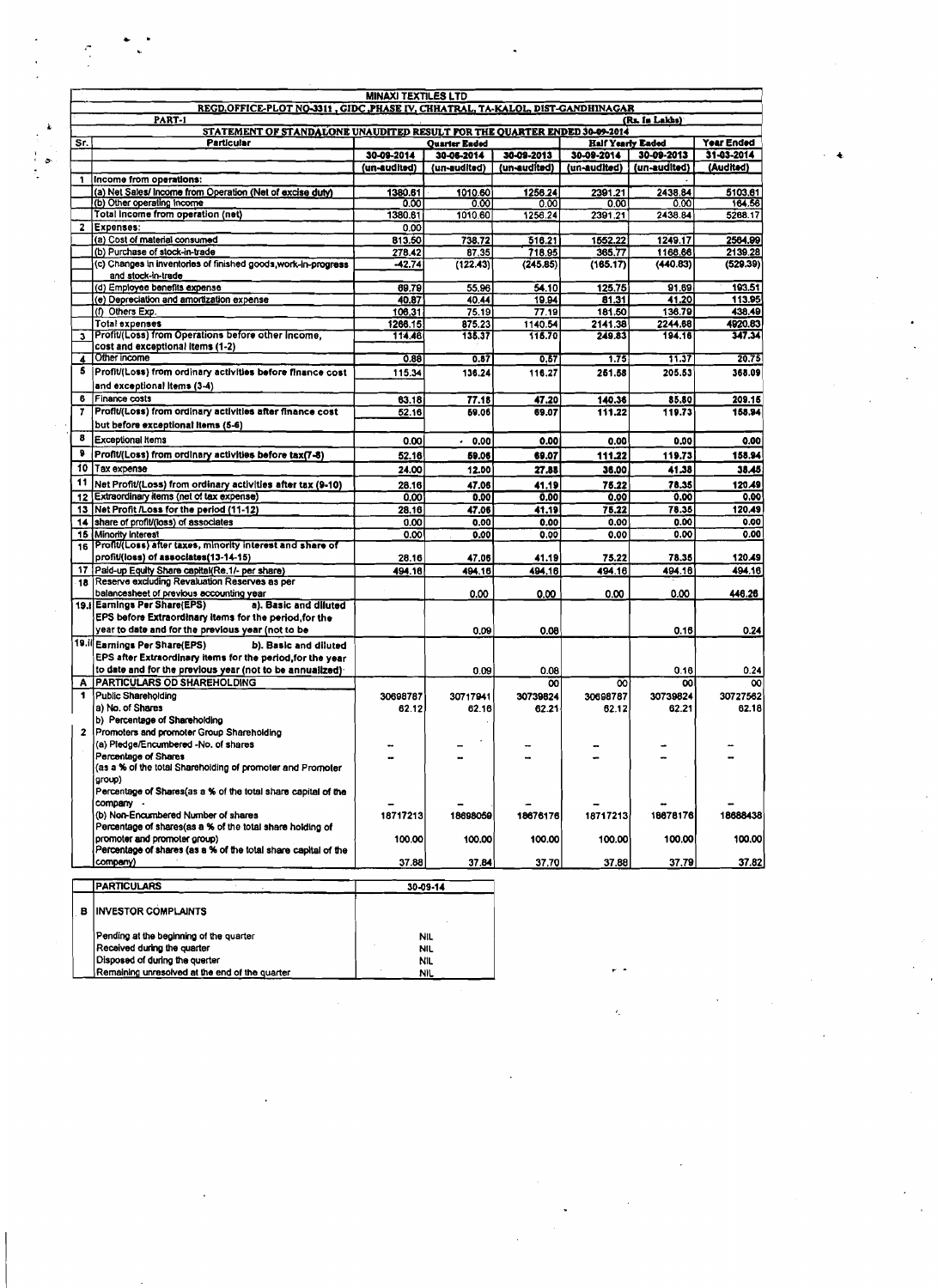**MINAXI TEXTILES LTD**

**REGD.OFFICE-PLOT NO-3311 , GIDC ,PHASE IV, CHHATRAL, TA-KALOL, DIST-GANDHINAGAR**

PART-I (Rs. In Lakhs)

**STATEMENT OF STANDALONE UNAUDITED RESULT FOR THE QUARTER ENDED 30-09-2014**

| Sr. | Particular | Quarter Ended | | | Half Yearly Ended | | Year Ended |
|---|---|---|---|---|---|---|---|
| | | 30-09-2014 | 30-06-2014 | 30-09-2013 | 30-09-2014 | 30-09-2013 | 31-03-2014 |
| | | (un-audited) | (un-audited) | (un-audited) | (un-audited) | (un-audited) | (Audited) |
| 1 | Income from operations: | | | | | | |
| | (a) Net Sales/ Income from Operation (Net of excise duty) | 1380.61 | 1010.60 | 1256.24 | 2391.21 | 2438.84 | 5103.61 |
| | (b) Other operating Income | 0.00 | 0.00 | 0.00 | 0.00 | 0.00 | 164.56 |
| | Total income from operation (net) | 1380.61 | 1010.60 | 1256.24 | 2391.21 | 2438.84 | 5268.17 |
| 2 | Expenses: | 0.00 | | | | | |
| | (a) Cost of material consumed | 813.50 | 738.72 | 516.21 | 1552.22 | 1249.17 | 2564.99 |
| | (b) Purchase of stock-in-trade | 278.42 | 87.35 | 718.95 | 365.77 | 1166.66 | 2139.28 |
| | (c) Changes in inventories of finished goods,work-in-progress and stock-in-trade | -42.74 | (122.43) | (245.85) | (165.17) | (440.83) | (529.39) |
| | (d) Employee benefits expense | 69.79 | 55.96 | 54.10 | 125.75 | 91.69 | 193.51 |
| | (e) Depreciation and amortization expense | 40.87 | 40.44 | 19.94 | 81.31 | 41.20 | 113.95 |
| | (f) Others Exp. | 106.31 | 75.19 | 77.19 | 181.50 | 136.79 | 438.49 |
| | Total expenses | 1266.15 | 875.23 | 1140.54 | 2141.38 | 2244.68 | 4920.83 |
| 3 | Profit/(Loss) from Operations before other Income, cost and exceptional Items (1-2) | 114.46 | 135.37 | 115.70 | 249.83 | 194.16 | 347.34 |
| 4 | Other income | 0.88 | 0.87 | 0.57 | 1.75 | 11.37 | 20.75 |
| 5 | Profit/(Loss) from ordinary activities before finance cost and exceptional items (3-4) | 115.34 | 136.24 | 116.27 | 251.58 | 205.53 | 368.09 |
| 6 | Finance costs | 63.18 | 77.18 | 47.20 | 140.36 | 85.80 | 209.15 |
| 7 | Profit/(Loss) from ordinary activities after finance cost but before exceptional items (5-6) | 52.16 | 59.06 | 69.07 | 111.22 | 119.73 | 158.94 |
| 8 | Exceptional items | 0.00 | 0.00 | 0.00 | 0.00 | 0.00 | 0.00 |
| 9 | Profit/(Loss) from ordinary activities before tax(7-8) | 52.16 | 59.06 | 69.07 | 111.22 | 119.73 | 158.94 |
| 10 | Tax expense | 24.00 | 12.00 | 27.88 | 36.00 | 41.38 | 38.45 |
| 11 | Net Profit/(Loss) from ordinary activities after tax (9-10) | 28.16 | 47.06 | 41.19 | 75.22 | 78.35 | 120.49 |
| 12 | Extraordinary items (net of tax expense) | 0.00 | 0.00 | 0.00 | 0.00 | 0.00 | 0.00 |
| 13 | Net Profit /Loss for the period (11-12) | 28.16 | 47.06 | 41.19 | 75.22 | 78.35 | 120.49 |
| 14 | share of profit/(loss) of associates | 0.00 | 0.00 | 0.00 | 0.00 | 0.00 | 0.00 |
| 15 | Minority interest | 0.00 | 0.00 | 0.00 | 0.00 | 0.00 | 0.00 |
| 16 | Profit/(Loss) after taxes, minority interest and share of profit/(loss) of associates(13-14-15) | 28.16 | 47.06 | 41.19 | 75.22 | 78.35 | 120.49 |
| 17 | Paid-up Equity Share capital(Re.1/- per share) | 494.16 | 494.16 | 494.16 | 494.16 | 494.16 | 494.16 |
| 18 | Reserve excluding Revaluation Reserves as per balancesheet of previous accounting year | | 0.00 | 0.00 | 0.00 | 0.00 | 446.26 |
| 19.i | Earnings Per Share(EPS) a). Basic and diluted EPS before Extraordinary items for the period,for the year to date and for the previous year (not to be | | 0.09 | 0.08 | | 0.16 | 0.24 |
| 19.ii | Earnings Per Share(EPS) b). Basic and diluted EPS after Extraordinary items for the period,for the year to date and for the previous year (not to be annualized) | | 0.09 | 0.08 | | 0.16 | 0.24 |
| A | PARTICULARS OD SHAREHOLDING | | | 00 | 00 | 00 | 00 |
| 1 | Public Shareholding | 30698787 | 30717941 | 30739824 | 30698787 | 30739824 | 30727562 |
| | a) No. of Shares | 62.12 | 62.16 | 62.21 | 62.12 | 62.21 | 62.18 |
| | b) Percentage of Shareholding | | | | | | |
| 2 | Promoters and promoter Group Shareholding | | | | | | |
| | (a) Pledge/Encumbered -No. of shares | -- | -- | -- | -- | -- | -- |
| | Percentage of Shares (as a % of the total Shareholding of promoter and Promoter group) | -- | -- | -- | -- | -- | -- |
| | Percentage of Shares(as a % of the total share capital of the company | -- | -- | -- | -- | -- | -- |
| | (b) Non-Encumbered Number of shares | 18717213 | 18698059 | 18676176 | 18717213 | 18676176 | 18688438 |
| | Percentage of shares(as a % of the total share holding of promoter and promoter group) | 100.00 | 100.00 | 100.00 | 100.00 | 100.00 | 100.00 |
| | Percentage of shares (as a % of the total share capital of the company) | 37.88 | 37.84 | 37.70 | 37.88 | 37.79 | 37.82 |

| | PARTICULARS | 30-09-14 |
|---|---|---|
| B | INVESTOR COMPLAINTS | |
| | Pending at the beginning of the quarter | NIL |
| | Received during the quarter | NIL |
| | Disposed of during the quarter | NIL |
| | Remaining unresolved at the end of the quarter | NIL |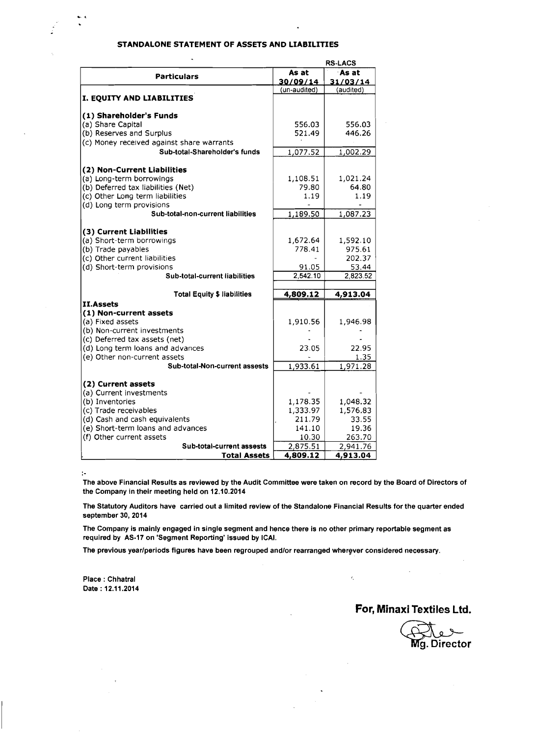## STANDALONE STATEMENT OF ASSETS AND LIABILITIES

| Particulars | As at 30/09/14 (un-audited) | As at 31/03/14 (audited) |
|---|---|---|
| | RS-LACS | |
| **I. EQUITY AND LIABILITIES** | | |
| **(1) Shareholder's Funds** | | |
| (a) Share Capital | 556.03 | 556.03 |
| (b) Reserves and Surplus | 521.49 | 446.26 |
| (c) Money received against share warrants | | |
| Sub-total-Shareholder's funds | 1,077.52 | 1,002.29 |
| **(2) Non-Current Liabilities** | | |
| (a) Long-term borrowings | 1,108.51 | 1,021.24 |
| (b) Deferred tax liabilities (Net) | 79.80 | 64.80 |
| (c) Other Long term liabilities | 1.19 | 1.19 |
| (d) Long term provisions | - | - |
| Sub-total-non-current liabilities | 1,189.50 | 1,087.23 |
| **(3) Current Liabilities** | | |
| (a) Short-term borrowings | 1,672.64 | 1,592.10 |
| (b) Trade payables | 778.41 | 975.61 |
| (c) Other current liabilities | - | 202.37 |
| (d) Short-term provisions | 91.05 | 53.44 |
| Sub-total-current liabilities | 2,542.10 | 2,823.52 |
| **Total Equity $ liabilities** | **4,809.12** | **4,913.04** |
| **II.Assets** | | |
| **(1) Non-current assets** | | |
| (a) Fixed assets | 1,910.56 | 1,946.98 |
| (b) Non-current investments | - | - |
| (c) Deferred tax assets (net) | - | - |
| (d) Long term loans and advances | 23.05 | 22.95 |
| (e) Other non-current assets | - | 1.35 |
| Sub-total-Non-current assests | 1,933.61 | 1,971.28 |
| **(2) Current assets** | | |
| (a) Current investments | - | - |
| (b) Inventories | 1,178.35 | 1,048.32 |
| (c) Trade receivables | 1,333.97 | 1,576.83 |
| (d) Cash and cash equivalents | 211.79 | 33.55 |
| (e) Short-term loans and advances | 141.10 | 19.36 |
| (f) Other current assets | 10.30 | 263.70 |
| Sub-total-current assests | 2,875.51 | 2,941.76 |
| **Total Assets** | **4,809.12** | **4,913.04** |

:-

**The above Financial Results as reviewed by the Audit Committee were taken on record by the Board of Directors of the Company in their meeting held on 12.10.2014**

**The Statutory Auditors have carried out a limited review of the Standalone Financial Results for the quarter ended september 30, 2014**

**The Company is mainly engaged in single segment and hence there is no other primary reportable segment as required by AS-17 on 'Segment Reporting' issued by ICAI.**

**The previous year/periods figures have been regrouped and/or rearranged wherever considered necessary.**

**Place : Chhatral**
**Date : 12.11.2014**

**For, Minaxi Textiles Ltd.**

**Mg. Director**